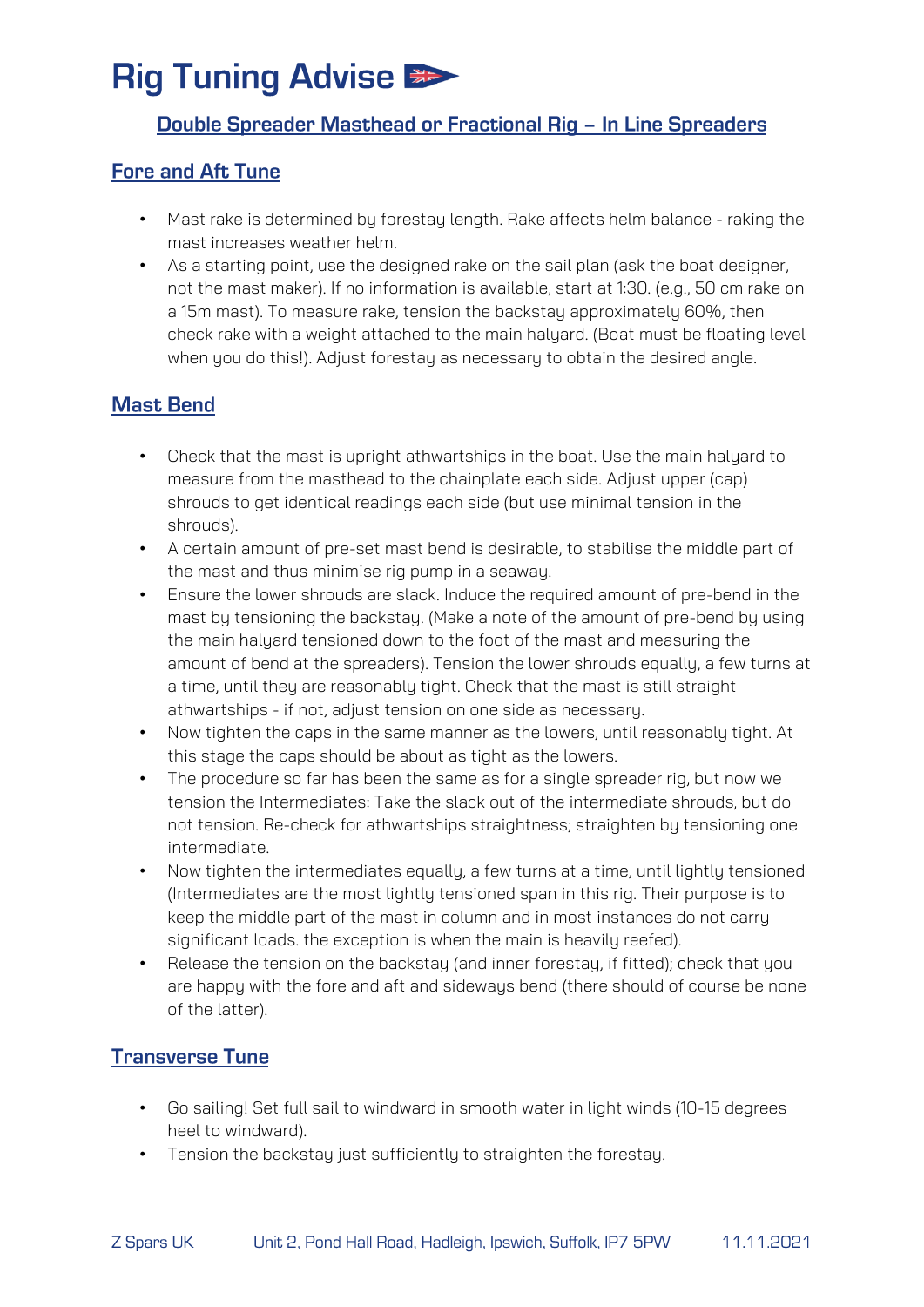# Rig Tuning Advise

## Double Spreader Masthead or Fractional Rig – In Line Spreaders

### Fore and Aft Tune

- Mast rake is determined by forestay length. Rake affects helm balance - raking the mast increases weather helm.
- As a starting point, use the designed rake on the sail plan (ask the boat designer, not the mast maker). If no information is available, start at 1:30. (e.g., 50 cm rake on a 15m mast). To measure rake, tension the backstay approximately 60%, then check rake with a weight attached to the main halyard. (Boat must be floating level when you do this!). Adjust forestay as necessary to obtain the desired angle.

### Mast Bend

- Check that the mast is upright athwartships in the boat. Use the main halyard to measure from the masthead to the chainplate each side. Adjust upper (cap) shrouds to get identical readings each side (but use minimal tension in the shrouds).
- A certain amount of pre-set mast bend is desirable, to stabilise the middle part of the mast and thus minimise rig pump in a seaway.
- Ensure the lower shrouds are slack. Induce the required amount of pre-bend in the mast by tensioning the backstay. (Make a note of the amount of pre-bend by using the main halyard tensioned down to the foot of the mast and measuring the amount of bend at the spreaders). Tension the lower shrouds equally, a few turns at a time, until they are reasonably tight. Check that the mast is still straight athwartships - if not, adjust tension on one side as necessary.
- Now tighten the caps in the same manner as the lowers, until reasonably tight. At this stage the caps should be about as tight as the lowers.
- The procedure so far has been the same as for a single spreader rig, but now we tension the Intermediates: Take the slack out of the intermediate shrouds, but do not tension. Re-check for athwartships straightness; straighten by tensioning one intermediate.
- Now tighten the intermediates equally, a few turns at a time, until lightly tensioned (Intermediates are the most lightly tensioned span in this rig. Their purpose is to keep the middle part of the mast in column and in most instances do not carry significant loads. the exception is when the main is heavily reefed).
- Release the tension on the backstay (and inner forestay, if fitted); check that you are happy with the fore and aft and sideways bend (there should of course be none of the latter).

### Transverse Tune

- Go sailing! Set full sail to windward in smooth water in light winds (10-15 degrees heel to windward).
- Tension the backstay just sufficiently to straighten the forestay.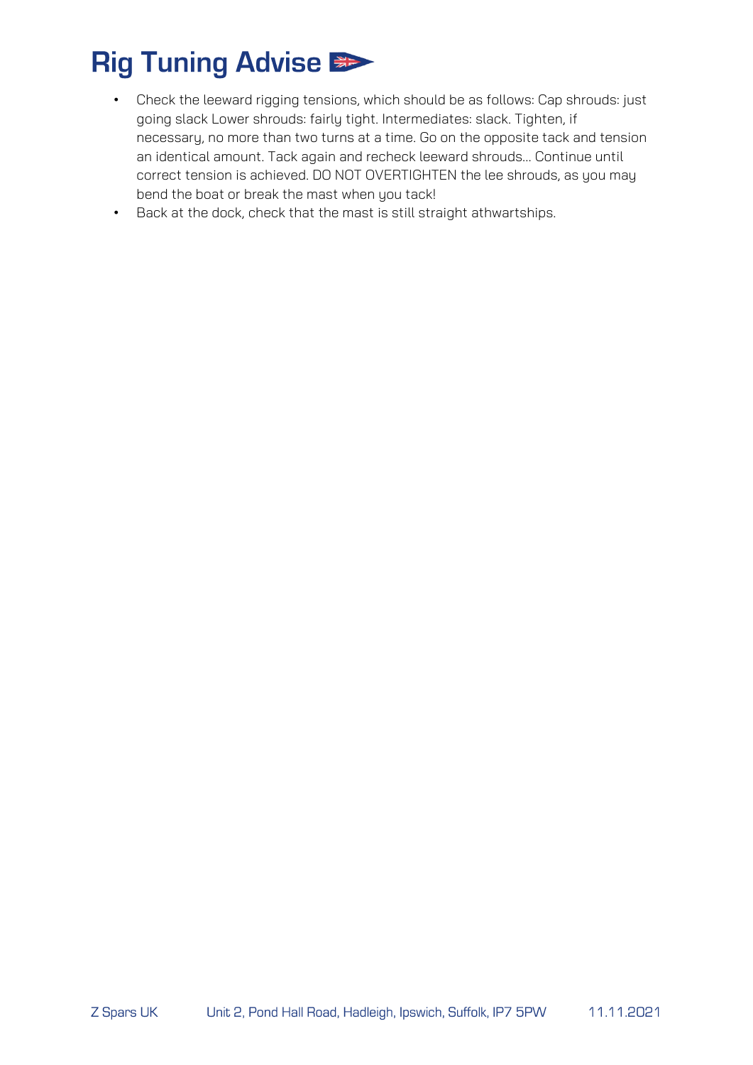# Rig Tuning Advise

- Check the leeward rigging tensions, which should be as follows: Cap shrouds: just going slack Lower shrouds: fairly tight. Intermediates: slack. Tighten, if necessary, no more than two turns at a time. Go on the opposite tack and tension an identical amount. Tack again and recheck leeward shrouds… Continue until correct tension is achieved. DO NOT OVERTIGHTEN the lee shrouds, as you may bend the boat or break the mast when you tack!
- Back at the dock, check that the mast is still straight athwartships.